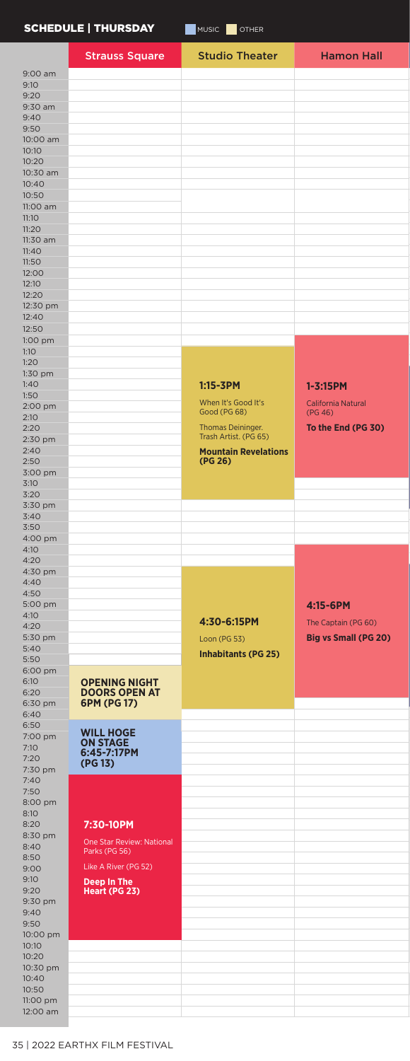# SCHEDULE | THURSDAY

MUSIC | OTHER

## Strauss Square

**OPENING NIGHT DOORS OPEN AT 6PM (PG 17)**

**WILL HOGE ON STAGE 6:45-7:17PM (PG 13)**

**7:30-10PM**

One Star Review: National Parks (PG 56)

Like A River (PG 52)

**Deep In The Heart (PG 23)**

## Studio Theater

**1:15-3PM**

When It's Good It's Good (PG 68)

Thomas Deininger. Trash Artist. (PG 65)

**Mountain Revelations (PG 26)**

**4:30-6:15PM**

Loon (PG 53)

**Inhabitants (PG 25)**

## Hamon Hall

**1-3:15PM**

California Natural (PG 46)

**To the End (PG 30)**

**4:15-6PM**

The Captain (PG 60)

**Big vs Small (PG 20)**

35 | 2022 EARTHX FILM FESTIVAL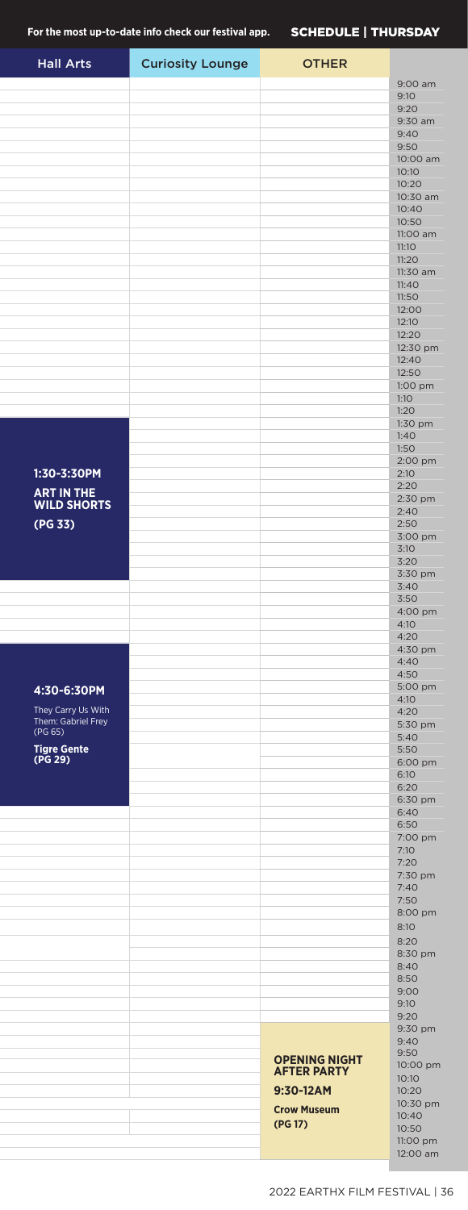For the most up-to-date info check our festival app.

## SCHEDULE | THURSDAY

| Hall Arts | Curiosity Lounge | OTHER |
|---|---|---|
| **1:30-3:30PM**<br>**ART IN THE WILD SHORTS**<br>**(PG 33)** | | |
| **4:30-6:30PM**<br>They Carry Us With Them: Gabriel Frey (PG 65)<br>**Tigre Gente (PG 29)** | | |
| | | **OPENING NIGHT AFTER PARTY**<br>**9:30-12AM**<br>**Crow Museum (PG 17)** |

Times: 9:00 am, 9:10, 9:20, 9:30 am, 9:40, 9:50, 10:00 am, 10:10, 10:20, 10:30 am, 10:40, 10:50, 11:00 am, 11:10, 11:20, 11:30 am, 11:40, 11:50, 12:00, 12:10, 12:20, 12:30 pm, 12:40, 12:50, 1:00 pm, 1:10, 1:20, 1:30 pm, 1:40, 1:50, 2:00 pm, 2:10, 2:20, 2:30 pm, 2:40, 2:50, 3:00 pm, 3:10, 3:20, 3:30 pm, 3:40, 3:50, 4:00 pm, 4:10, 4:20, 4:30 pm, 4:40, 4:50, 5:00 pm, 4:10, 4:20, 5:30 pm, 5:40, 5:50, 6:00 pm, 6:10, 6:20, 6:30 pm, 6:40, 6:50, 7:00 pm, 7:10, 7:20, 7:30 pm, 7:40, 7:50, 8:00 pm, 8:10, 8:20, 8:30 pm, 8:40, 8:50, 9:00, 9:10, 9:20, 9:30 pm, 9:40, 9:50, 10:00 pm, 10:10, 10:20, 10:30 pm, 10:40, 10:50, 11:00 pm, 12:00 am

2022 EARTHX FILM FESTIVAL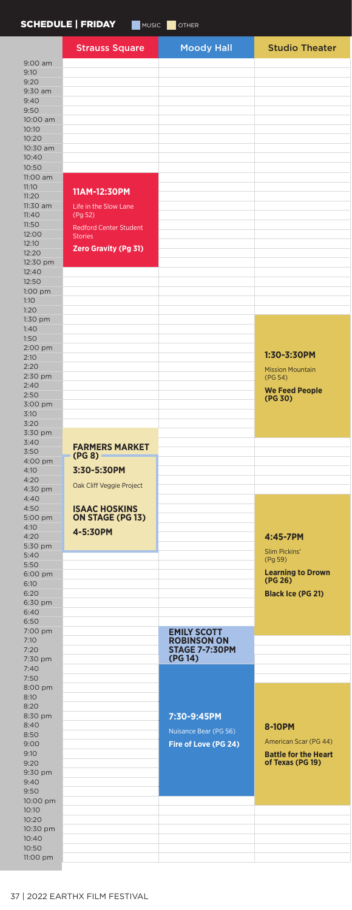# SCHEDULE | FRIDAY

MUSIC | OTHER

| | Strauss Square | Moody Hall | Studio Theater |
|---|---|---|---|
| 11AM-12:30PM | Life in the Slow Lane (Pg 52)<br>Redford Center Student Stories<br>**Zero Gravity (Pg 31)** | | |
| 1:30-3:30PM | | | Mission Mountain (PG 54)<br>**We Feed People (PG 30)** |
| 3:30-5:30PM | **FARMERS MARKET (PG 8)**<br>Oak Cliff Veggie Project | | |
| 4-5:30PM | **ISAAC HOSKINS ON STAGE (PG 13)** | | |
| 4:45-7PM | | | Slim Pickins' (Pg 59)<br>**Learning to Drown (PG 26)**<br>**Black Ice (PG 21)** |
| 7-7:30PM | | **EMILY SCOTT ROBINSON ON STAGE 7-7:30PM (PG 14)** | |
| 7:30-9:45PM | | Nuisance Bear (PG 56)<br>**Fire of Love (PG 24)** | |
| 8-10PM | | | American Scar (PG 44)<br>**Battle for the Heart of Texas (PG 19)** |

37 | 2022 EARTHX FILM FESTIVAL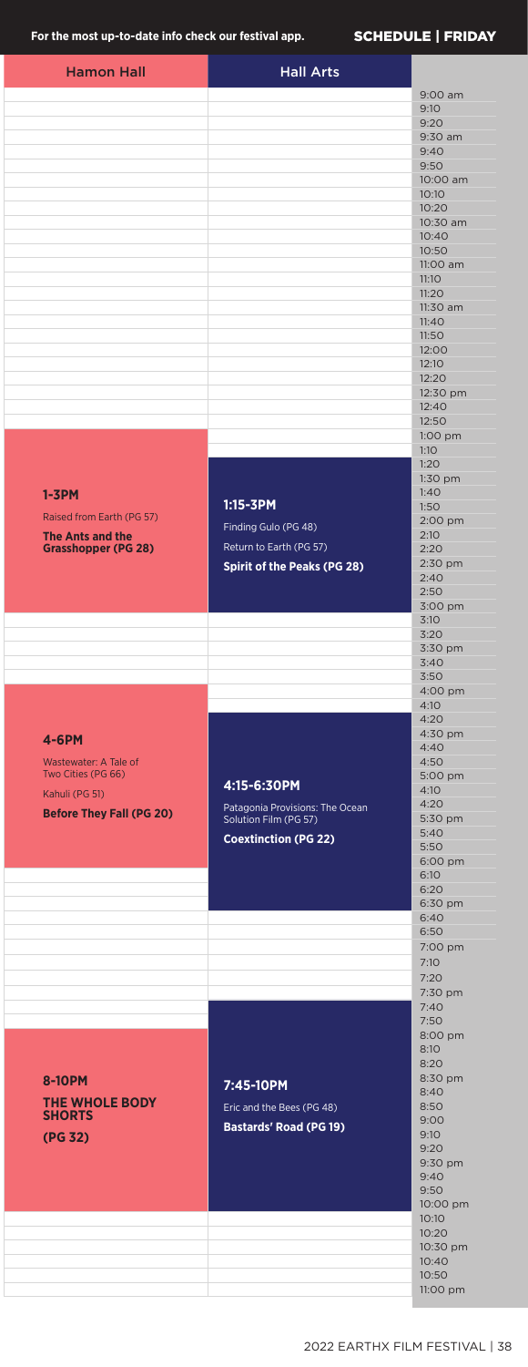For the most up-to-date info check our festival app.

# SCHEDULE | FRIDAY

| Hamon Hall | Hall Arts |
|---|---|
| **1-3PM**<br>Raised from Earth (PG 57)<br>**The Ants and the Grasshopper (PG 28)** | **1:15-3PM**<br>Finding Gulo (PG 48)<br>Return to Earth (PG 57)<br>**Spirit of the Peaks (PG 28)** |
| **4-6PM**<br>Wastewater: A Tale of Two Cities (PG 66)<br>Kahuli (PG 51)<br>**Before They Fall (PG 20)** | **4:15-6:30PM**<br>Patagonia Provisions: The Ocean Solution Film (PG 57)<br>**Coextinction (PG 22)** |
| **8-10PM**<br>**THE WHOLE BODY SHORTS**<br>**(PG 32)** | **7:45-10PM**<br>Eric and the Bees (PG 48)<br>**Bastards' Road (PG 19)** |

Time column: 9:00 am, 9:10, 9:20, 9:30 am, 9:40, 9:50, 10:00 am, 10:10, 10:20, 10:30 am, 10:40, 10:50, 11:00 am, 11:10, 11:20, 11:30 am, 11:40, 11:50, 12:00, 12:10, 12:20, 12:30 pm, 12:40, 12:50, 1:00 pm, 1:10, 1:20, 1:30 pm, 1:40, 1:50, 2:00 pm, 2:10, 2:20, 2:30 pm, 2:40, 2:50, 3:00 pm, 3:10, 3:20, 3:30 pm, 3:40, 3:50, 4:00 pm, 4:10, 4:20, 4:30 pm, 4:40, 4:50, 5:00 pm, 4:10, 4:20, 5:30 pm, 5:40, 5:50, 6:00 pm, 6:10, 6:20, 6:30 pm, 6:40, 6:50, 7:00 pm, 7:10, 7:20, 7:30 pm, 7:40, 7:50, 8:00 pm, 8:10, 8:20, 8:30 pm, 8:40, 8:50, 9:00, 9:10, 9:20, 9:30 pm, 9:40, 9:50, 10:00 pm, 10:10, 10:20, 10:30 pm, 10:40, 10:50, 11:00 pm

2022 EARTHX FILM FESTIVAL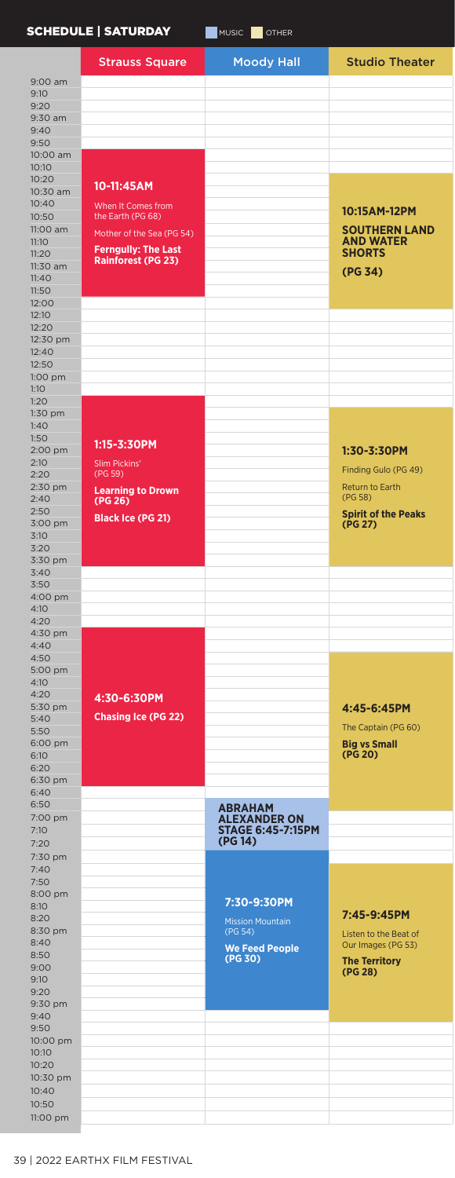# SCHEDULE | SATURDAY

MUSIC | OTHER

| | Strauss Square | Moody Hall | Studio Theater |
|---|---|---|---|
| Morning | **10-11:45AM**<br>When It Comes from the Earth (PG 68)<br>Mother of the Sea (PG 54)<br>**Ferngully: The Last Rainforest (PG 23)** | | **10:15AM-12PM**<br>**SOUTHERN LAND AND WATER SHORTS**<br>**(PG 34)** |
| Afternoon | **1:15-3:30PM**<br>Slim Pickins' (PG 59)<br>**Learning to Drown (PG 26)**<br>**Black Ice (PG 21)** | | **1:30-3:30PM**<br>Finding Gulo (PG 49)<br>Return to Earth (PG 58)<br>**Spirit of the Peaks (PG 27)** |
| Late Afternoon | **4:30-6:30PM**<br>**Chasing Ice (PG 22)** | | **4:45-6:45PM**<br>The Captain (PG 60)<br>**Big vs Small (PG 20)** |
| Early Evening | | **ABRAHAM ALEXANDER ON STAGE 6:45-7:15PM (PG 14)** | |
| Evening | | **7:30-9:30PM**<br>Mission Mountain (PG 54)<br>**We Feed People (PG 30)** | **7:45-9:45PM**<br>Listen to the Beat of Our Images (PG 53)<br>**The Territory (PG 28)** |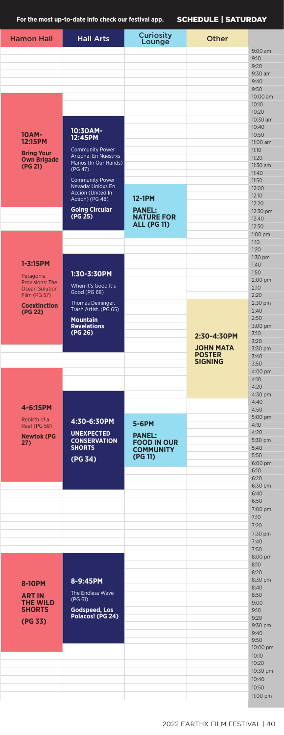For the most up-to-date info check our festival app.

# SCHEDULE | SATURDAY

## Hamon Hall

**10AM-12:15PM**

**Bring Your Own Brigade (PG 21)**

**1-3:15PM**

Patagonia Provisions: The Ocean Solution Film (PG 57)

**Coextinction (PG 22)**

**4-6:15PM**

Rebirth of a Reef (PG 58)

**Newtok (PG 27)**

**8-10PM**

**ART IN THE WILD SHORTS (PG 33)**

## Hall Arts

**10:30AM-12:45PM**

Community Power Arizona: En Nuestrxs Manos (In Our Hands) (PG 47)

Community Power Nevada: Unidxs En Acción (United In Action) (PG 48)

**Going Circular (PG 25)**

**1:30-3:30PM**

When It's Good It's Good (PG 68)

Thomas Deininger. Trash Artist. (PG 65)

**Mountain Revelations (PG 26)**

**4:30-6:30PM**

**UNEXPECTED CONSERVATION SHORTS (PG 34)**

**8-9:45PM**

The Endless Wave (PG 61)

**Godspeed, Los Polacos! (PG 24)**

## Curiosity Lounge

**12-1PM**

**PANEL: NATURE FOR ALL (PG 11)**

**5-6PM**

**PANEL: FOOD IN OUR COMMUNITY (PG 11)**

## Other

**2:30-4:30PM**

**JOHN MATA POSTER SIGNING**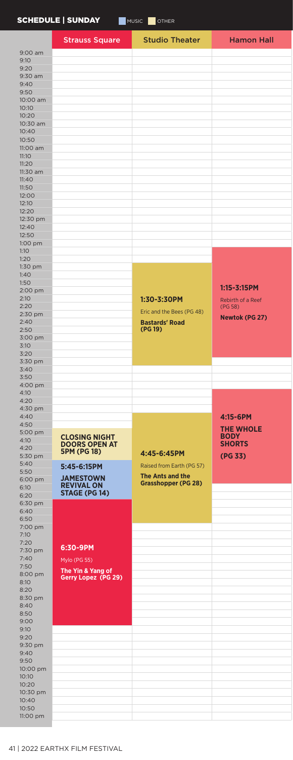# SCHEDULE | SUNDAY

MUSIC | OTHER

| Strauss Square | Studio Theater | Hamon Hall |
|---|---|---|
| | **1:30-3:30PM**<br>Eric and the Bees (PG 48)<br>**Bastards' Road (PG 19)** | **1:15-3:15PM**<br>Rebirth of a Reef (PG 58)<br>**Newtok (PG 27)** |
| **CLOSING NIGHT DOORS OPEN AT 5PM (PG 18)** | **4:45-6:45PM**<br>Raised from Earth (PG 57)<br>**The Ants and the Grasshopper (PG 28)** | **4:15-6PM**<br>**THE WHOLE BODY SHORTS**<br>**(PG 33)** |
| **5:45-6:15PM**<br>**JAMESTOWN REVIVAL ON STAGE (PG 14)** | | |
| **6:30-9PM**<br>Mylo (PG 55)<br>**The Yin & Yang of Gerry Lopez (PG 29)** | | |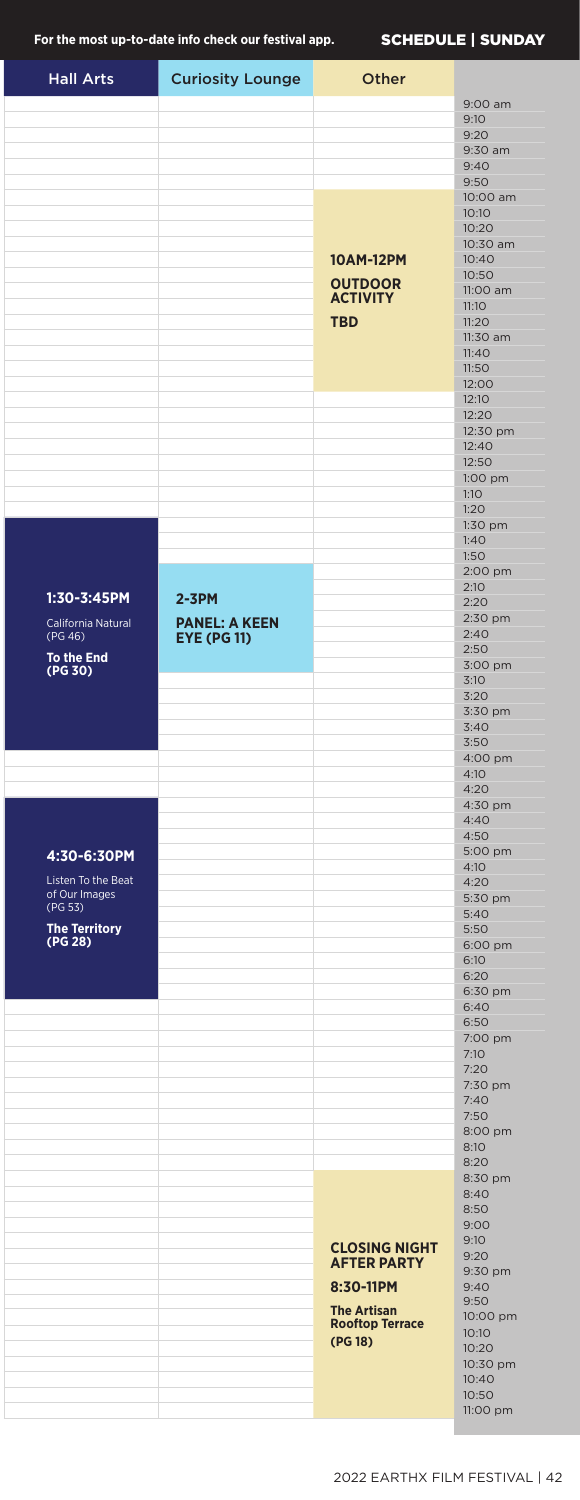For the most up-to-date info check our festival app.

SCHEDULE | SUNDAY

| Hall Arts | Curiosity Lounge | Other |
| --- | --- | --- |
| | | **10AM-12PM** **OUTDOOR ACTIVITY** **TBD** |
| **1:30-3:45PM** California Natural (PG 46) **To the End (PG 30)** | **2-3PM** **PANEL: A KEEN EYE (PG 11)** | |
| **4:30-6:30PM** Listen To the Beat of Our Images (PG 53) **The Territory (PG 28)** | | |
| | | **CLOSING NIGHT AFTER PARTY** **8:30-11PM** **The Artisan Rooftop Terrace (PG 18)** |

9:00 am, 9:10, 9:20, 9:30 am, 9:40, 9:50, 10:00 am, 10:10, 10:20, 10:30 am, 10:40, 10:50, 11:00 am, 11:10, 11:20, 11:30 am, 11:40, 11:50, 12:00, 12:10, 12:20, 12:30 pm, 12:40, 12:50, 1:00 pm, 1:10, 1:20, 1:30 pm, 1:40, 1:50, 2:00 pm, 2:10, 2:20, 2:30 pm, 2:40, 2:50, 3:00 pm, 3:10, 3:20, 3:30 pm, 3:40, 3:50, 4:00 pm, 4:10, 4:20, 4:30 pm, 4:40, 4:50, 5:00 pm, 4:10, 4:20, 5:30 pm, 5:40, 5:50, 6:00 pm, 6:10, 6:20, 6:30 pm, 6:40, 6:50, 7:00 pm, 7:10, 7:20, 7:30 pm, 7:40, 7:50, 8:00 pm, 8:10, 8:20, 8:30 pm, 8:40, 8:50, 9:00, 9:10, 9:20, 9:30 pm, 9:40, 9:50, 10:00 pm, 10:10, 10:20, 10:30 pm, 10:40, 10:50, 11:00 pm

2022 EARTHX FILM FESTIVAL